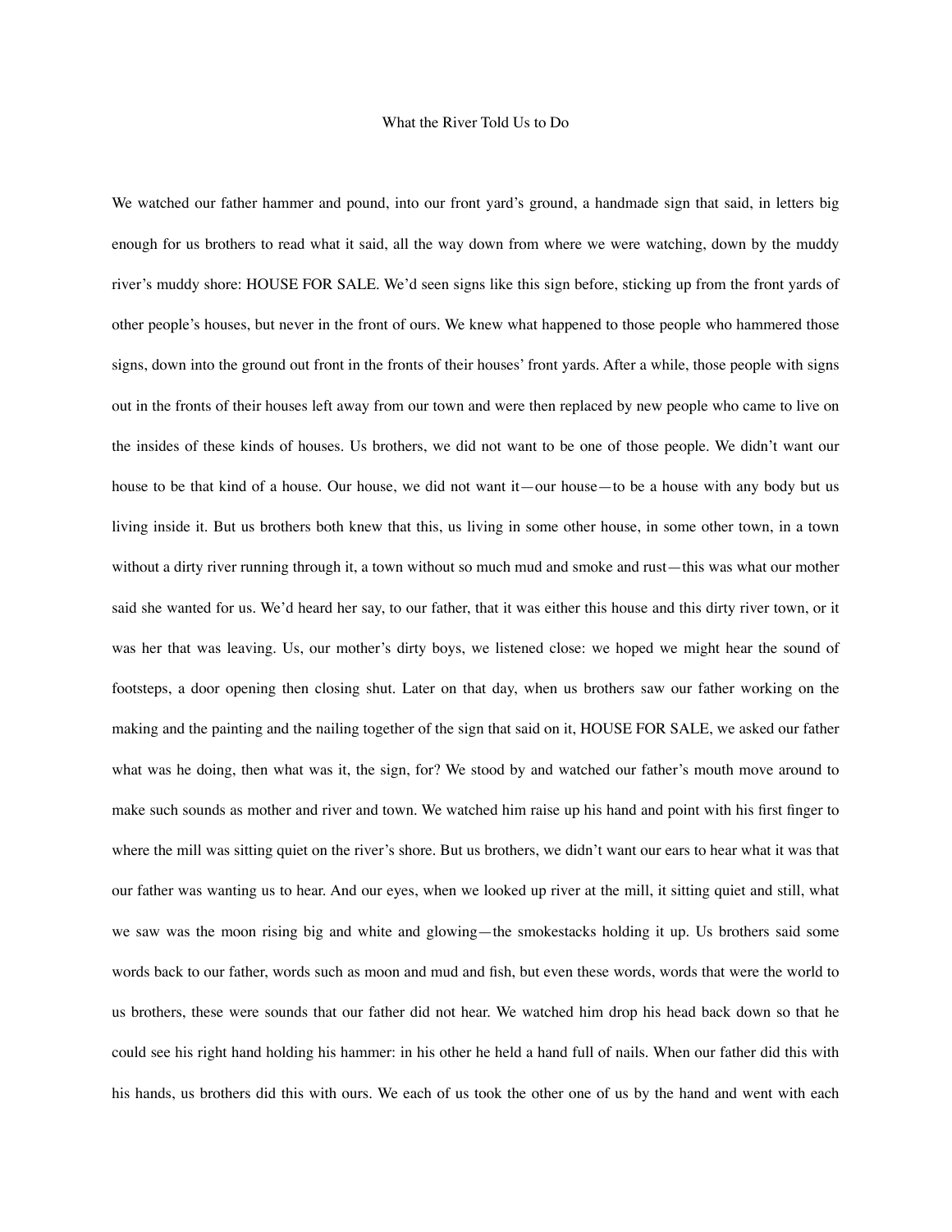# What the River Told Us to Do

We watched our father hammer and pound, into our front yard's ground, a handmade sign that said, in letters big enough for us brothers to read what it said, all the way down from where we were watching, down by the muddy river's muddy shore: HOUSE FOR SALE. We'd seen signs like this sign before, sticking up from the front yards of other people's houses, but never in the front of ours. We knew what happened to those people who hammered those signs, down into the ground out front in the fronts of their houses' front yards. After a while, those people with signs out in the fronts of their houses left away from our town and were then replaced by new people who came to live on the insides of these kinds of houses. Us brothers, we did not want to be one of those people. We didn't want our house to be that kind of a house. Our house, we did not want it—our house—to be a house with any body but us living inside it. But us brothers both knew that this, us living in some other house, in some other town, in a town without a dirty river running through it, a town without so much mud and smoke and rust—this was what our mother said she wanted for us. We'd heard her say, to our father, that it was either this house and this dirty river town, or it was her that was leaving. Us, our mother's dirty boys, we listened close: we hoped we might hear the sound of footsteps, a door opening then closing shut. Later on that day, when us brothers saw our father working on the making and the painting and the nailing together of the sign that said on it, HOUSE FOR SALE, we asked our father what was he doing, then what was it, the sign, for? We stood by and watched our father's mouth move around to make such sounds as mother and river and town. We watched him raise up his hand and point with his first finger to where the mill was sitting quiet on the river's shore. But us brothers, we didn't want our ears to hear what it was that our father was wanting us to hear. And our eyes, when we looked up river at the mill, it sitting quiet and still, what we saw was the moon rising big and white and glowing—the smokestacks holding it up. Us brothers said some words back to our father, words such as moon and mud and fish, but even these words, words that were the world to us brothers, these were sounds that our father did not hear. We watched him drop his head back down so that he could see his right hand holding his hammer: in his other he held a hand full of nails. When our father did this with his hands, us brothers did this with ours. We each of us took the other one of us by the hand and went with each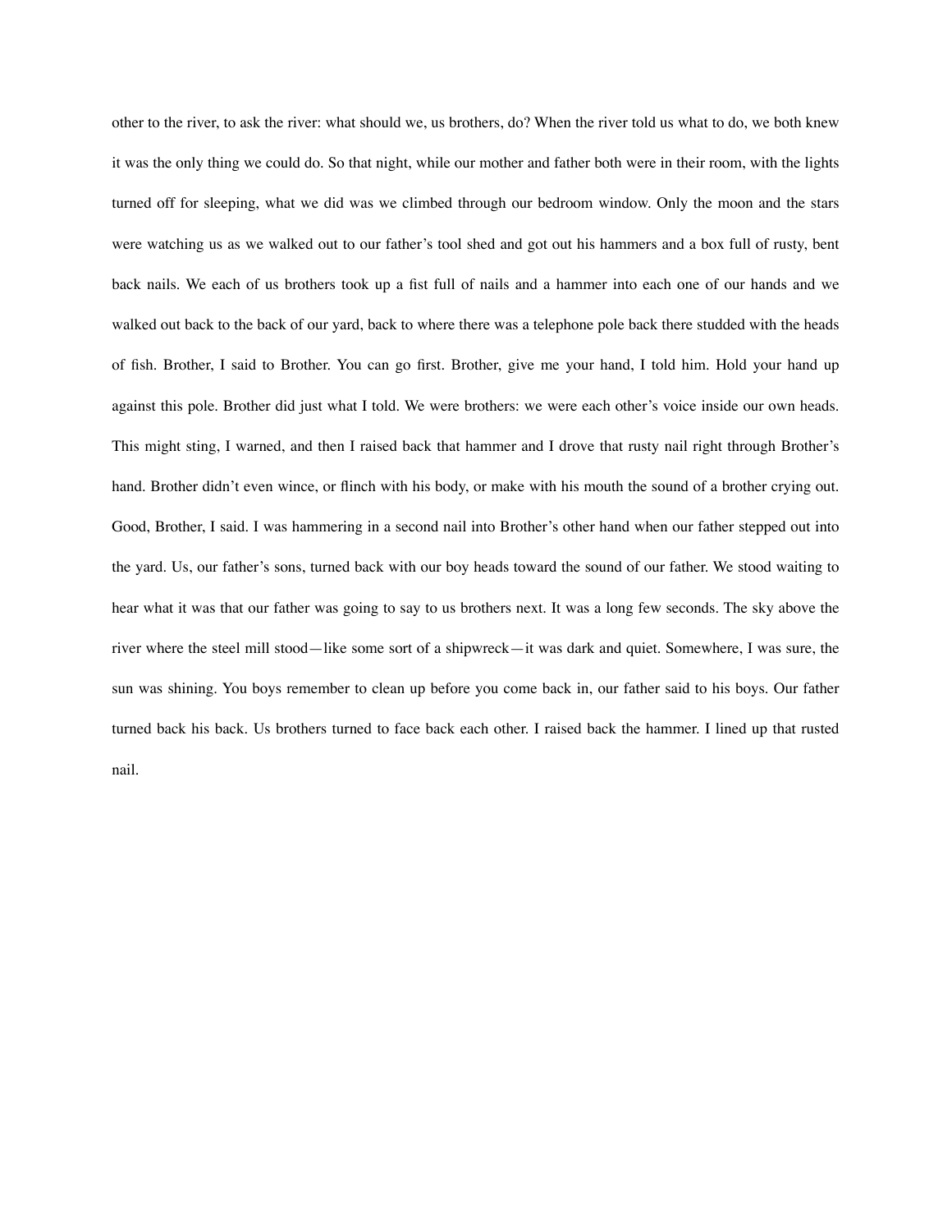other to the river, to ask the river: what should we, us brothers, do? When the river told us what to do, we both knew it was the only thing we could do. So that night, while our mother and father both were in their room, with the lights turned off for sleeping, what we did was we climbed through our bedroom window. Only the moon and the stars were watching us as we walked out to our father's tool shed and got out his hammers and a box full of rusty, bent back nails. We each of us brothers took up a fist full of nails and a hammer into each one of our hands and we walked out back to the back of our yard, back to where there was a telephone pole back there studded with the heads of fish. Brother, I said to Brother. You can go first. Brother, give me your hand, I told him. Hold your hand up against this pole. Brother did just what I told. We were brothers: we were each other's voice inside our own heads. This might sting, I warned, and then I raised back that hammer and I drove that rusty nail right through Brother's hand. Brother didn't even wince, or flinch with his body, or make with his mouth the sound of a brother crying out. Good, Brother, I said. I was hammering in a second nail into Brother's other hand when our father stepped out into the yard. Us, our father's sons, turned back with our boy heads toward the sound of our father. We stood waiting to hear what it was that our father was going to say to us brothers next. It was a long few seconds. The sky above the river where the steel mill stood—like some sort of a shipwreck—it was dark and quiet. Somewhere, I was sure, the sun was shining. You boys remember to clean up before you come back in, our father said to his boys. Our father turned back his back. Us brothers turned to face back each other. I raised back the hammer. I lined up that rusted nail.